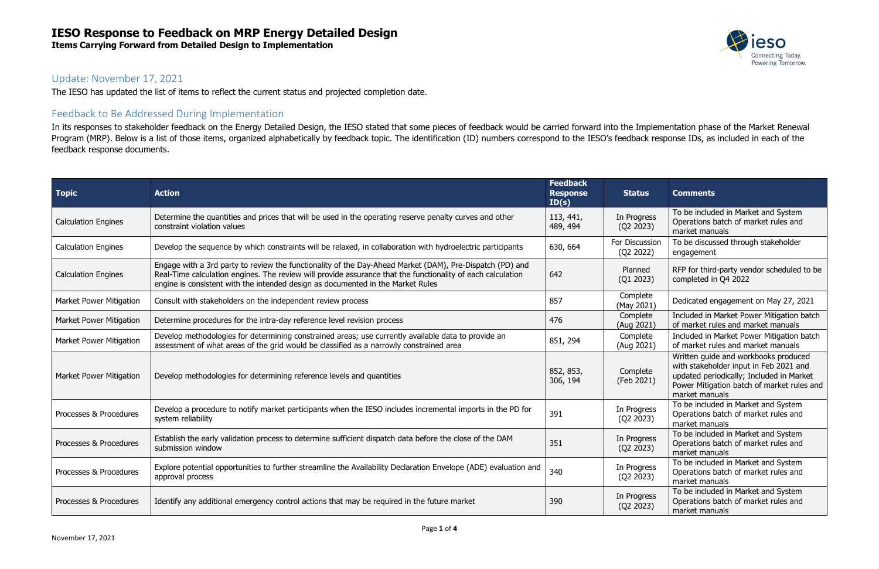# IESO Response to Feedback on MRP Energy Detailed Design

**Items Carrying Forward from Detailed Design to Implementation**

## Update: November 17, 2021

The IESO has updated the list of items to reflect the current status and projected completion date.

## Feedback to Be Addressed During Implementation

In its responses to stakeholder feedback on the Energy Detailed Design, the IESO stated that some pieces of feedback would be carried forward into the Implementation phase of the Market Renewal Program (MRP). Below is a list of those items, organized alphabetically by feedback topic. The identification (ID) numbers correspond to the IESO's feedback response IDs, as included in each of the feedback response documents.

| Topic | Action | Feedback Response ID(s) | Status | Comments |
|---|---|---|---|---|
| Calculation Engines | Determine the quantities and prices that will be used in the operating reserve penalty curves and other constraint violation values | 113, 441, 489, 494 | In Progress (Q2 2023) | To be included in Market and System Operations batch of market rules and market manuals |
| Calculation Engines | Develop the sequence by which constraints will be relaxed, in collaboration with hydroelectric participants | 630, 664 | For Discussion (Q2 2022) | To be discussed through stakeholder engagement |
| Calculation Engines | Engage with a 3rd party to review the functionality of the Day-Ahead Market (DAM), Pre-Dispatch (PD) and Real-Time calculation engines. The review will provide assurance that the functionality of each calculation engine is consistent with the intended design as documented in the Market Rules | 642 | Planned (Q1 2023) | RFP for third-party vendor scheduled to be completed in Q4 2022 |
| Market Power Mitigation | Consult with stakeholders on the independent review process | 857 | Complete (May 2021) | Dedicated engagement on May 27, 2021 |
| Market Power Mitigation | Determine procedures for the intra-day reference level revision process | 476 | Complete (Aug 2021) | Included in Market Power Mitigation batch of market rules and market manuals |
| Market Power Mitigation | Develop methodologies for determining constrained areas; use currently available data to provide an assessment of what areas of the grid would be classified as a narrowly constrained area | 851, 294 | Complete (Aug 2021) | Included in Market Power Mitigation batch of market rules and market manuals |
| Market Power Mitigation | Develop methodologies for determining reference levels and quantities | 852, 853, 306, 194 | Complete (Feb 2021) | Written guide and workbooks produced with stakeholder input in Feb 2021 and updated periodically; Included in Market Power Mitigation batch of market rules and market manuals |
| Processes & Procedures | Develop a procedure to notify market participants when the IESO includes incremental imports in the PD for system reliability | 391 | In Progress (Q2 2023) | To be included in Market and System Operations batch of market rules and market manuals |
| Processes & Procedures | Establish the early validation process to determine sufficient dispatch data before the close of the DAM submission window | 351 | In Progress (Q2 2023) | To be included in Market and System Operations batch of market rules and market manuals |
| Processes & Procedures | Explore potential opportunities to further streamline the Availability Declaration Envelope (ADE) evaluation and approval process | 340 | In Progress (Q2 2023) | To be included in Market and System Operations batch of market rules and market manuals |
| Processes & Procedures | Identify any additional emergency control actions that may be required in the future market | 390 | In Progress (Q2 2023) | To be included in Market and System Operations batch of market rules and market manuals |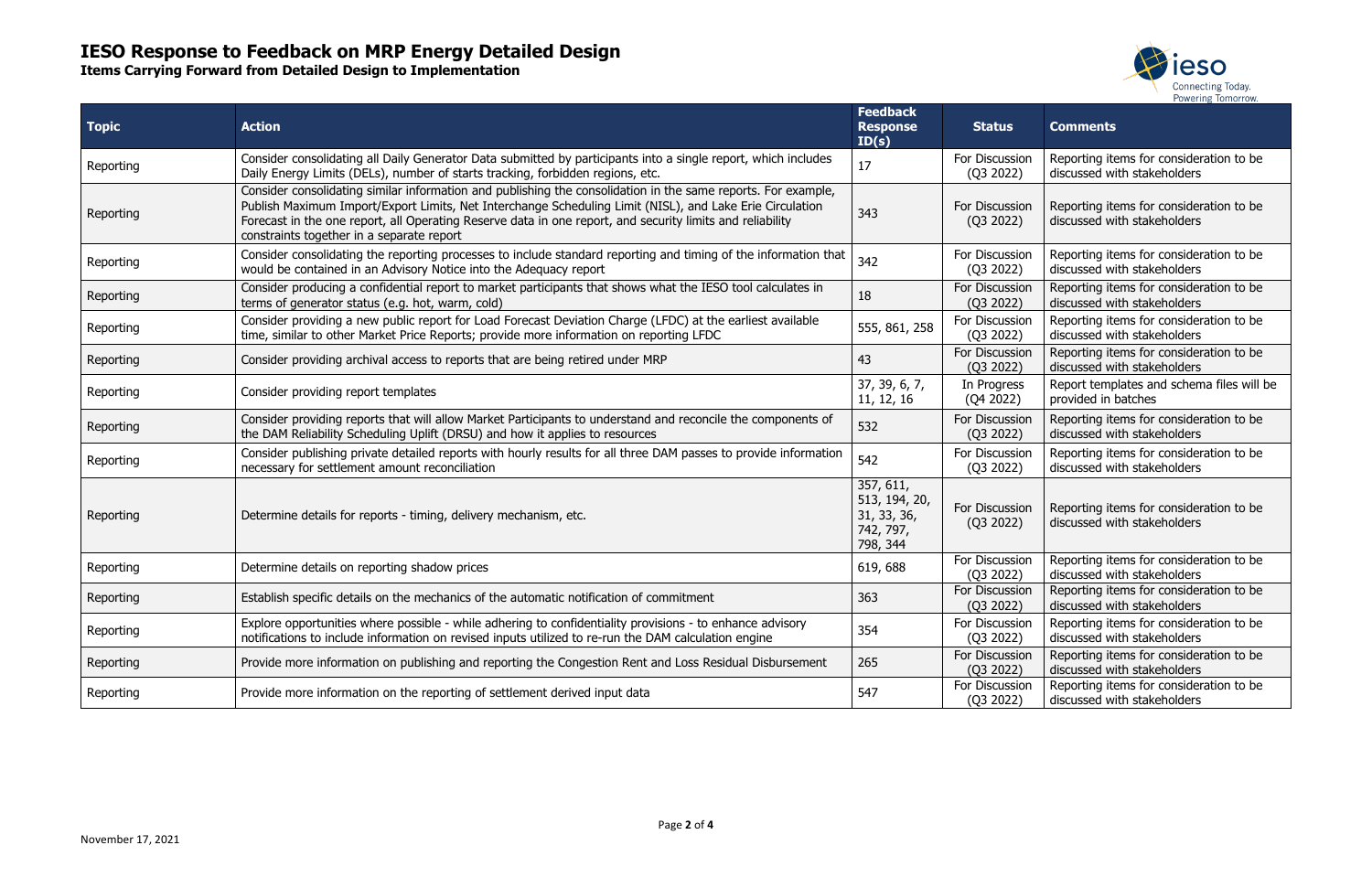# IESO Response to Feedback on MRP Energy Detailed Design

**Items Carrying Forward from Detailed Design to Implementation**

| Topic | Action | Feedback Response ID(s) | Status | Comments |
|---|---|---|---|---|
| Reporting | Consider consolidating all Daily Generator Data submitted by participants into a single report, which includes Daily Energy Limits (DELs), number of starts tracking, forbidden regions, etc. | 17 | For Discussion (Q3 2022) | Reporting items for consideration to be discussed with stakeholders |
| Reporting | Consider consolidating similar information and publishing the consolidation in the same reports. For example, Publish Maximum Import/Export Limits, Net Interchange Scheduling Limit (NISL), and Lake Erie Circulation Forecast in the one report, all Operating Reserve data in one report, and security limits and reliability constraints together in a separate report | 343 | For Discussion (Q3 2022) | Reporting items for consideration to be discussed with stakeholders |
| Reporting | Consider consolidating the reporting processes to include standard reporting and timing of the information that would be contained in an Advisory Notice into the Adequacy report | 342 | For Discussion (Q3 2022) | Reporting items for consideration to be discussed with stakeholders |
| Reporting | Consider producing a confidential report to market participants that shows what the IESO tool calculates in terms of generator status (e.g. hot, warm, cold) | 18 | For Discussion (Q3 2022) | Reporting items for consideration to be discussed with stakeholders |
| Reporting | Consider providing a new public report for Load Forecast Deviation Charge (LFDC) at the earliest available time, similar to other Market Price Reports; provide more information on reporting LFDC | 555, 861, 258 | For Discussion (Q3 2022) | Reporting items for consideration to be discussed with stakeholders |
| Reporting | Consider providing archival access to reports that are being retired under MRP | 43 | For Discussion (Q3 2022) | Reporting items for consideration to be discussed with stakeholders |
| Reporting | Consider providing report templates | 37, 39, 6, 7, 11, 12, 16 | In Progress (Q4 2022) | Report templates and schema files will be provided in batches |
| Reporting | Consider providing reports that will allow Market Participants to understand and reconcile the components of the DAM Reliability Scheduling Uplift (DRSU) and how it applies to resources | 532 | For Discussion (Q3 2022) | Reporting items for consideration to be discussed with stakeholders |
| Reporting | Consider publishing private detailed reports with hourly results for all three DAM passes to provide information necessary for settlement amount reconciliation | 542 | For Discussion (Q3 2022) | Reporting items for consideration to be discussed with stakeholders |
| Reporting | Determine details for reports - timing, delivery mechanism, etc. | 357, 611, 513, 194, 20, 31, 33, 36, 742, 797, 798, 344 | For Discussion (Q3 2022) | Reporting items for consideration to be discussed with stakeholders |
| Reporting | Determine details on reporting shadow prices | 619, 688 | For Discussion (Q3 2022) | Reporting items for consideration to be discussed with stakeholders |
| Reporting | Establish specific details on the mechanics of the automatic notification of commitment | 363 | For Discussion (Q3 2022) | Reporting items for consideration to be discussed with stakeholders |
| Reporting | Explore opportunities where possible - while adhering to confidentiality provisions - to enhance advisory notifications to include information on revised inputs utilized to re-run the DAM calculation engine | 354 | For Discussion (Q3 2022) | Reporting items for consideration to be discussed with stakeholders |
| Reporting | Provide more information on publishing and reporting the Congestion Rent and Loss Residual Disbursement | 265 | For Discussion (Q3 2022) | Reporting items for consideration to be discussed with stakeholders |
| Reporting | Provide more information on the reporting of settlement derived input data | 547 | For Discussion (Q3 2022) | Reporting items for consideration to be discussed with stakeholders |

November 17, 2021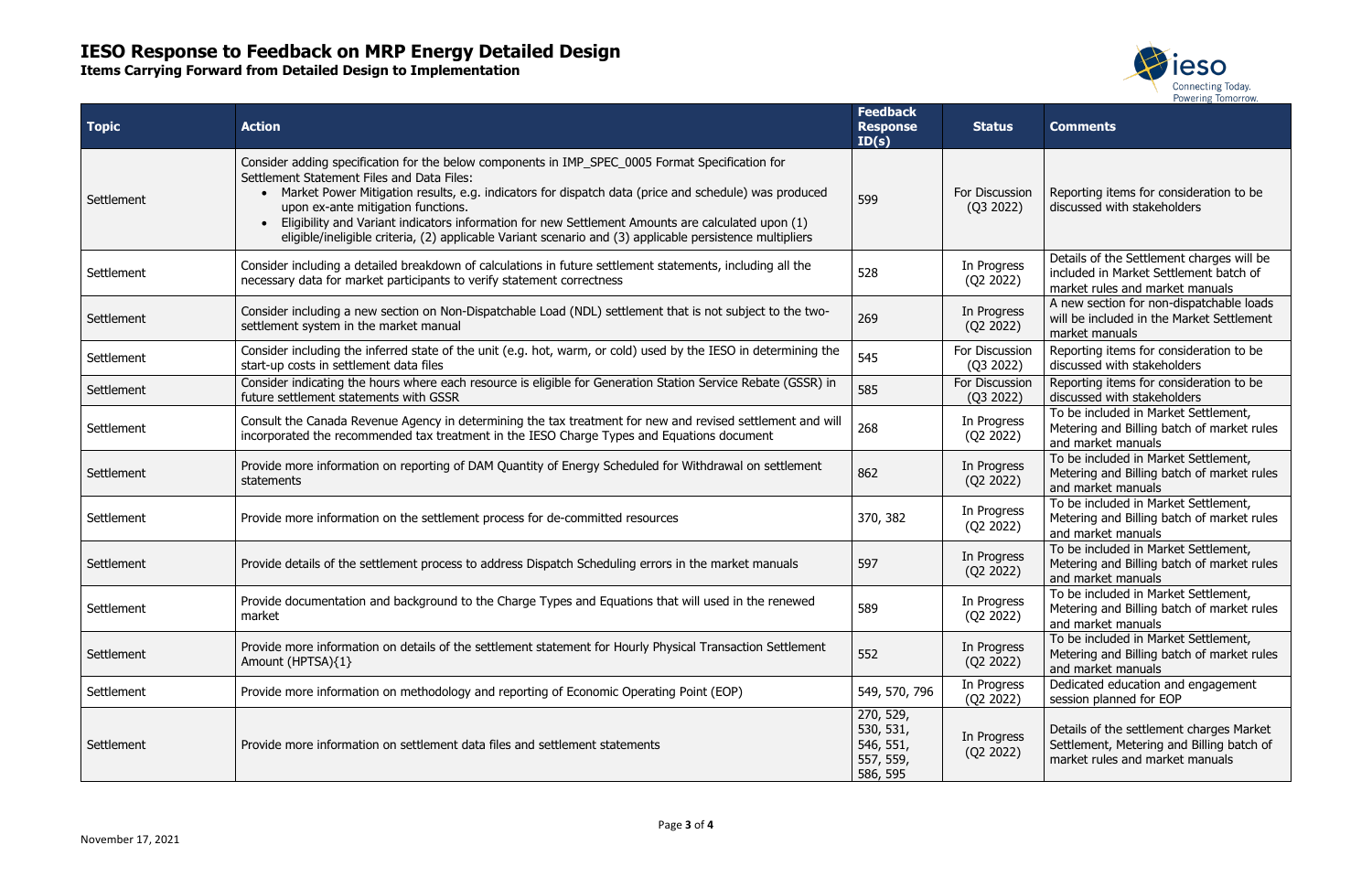# IESO Response to Feedback on MRP Energy Detailed Design

**Items Carrying Forward from Detailed Design to Implementation**

| Topic | Action | Feedback Response ID(s) | Status | Comments |
|---|---|---|---|---|
| Settlement | Consider adding specification for the below components in IMP_SPEC_0005 Format Specification for Settlement Statement Files and Data Files:<br>• Market Power Mitigation results, e.g. indicators for dispatch data (price and schedule) was produced upon ex-ante mitigation functions.<br>• Eligibility and Variant indicators information for new Settlement Amounts are calculated upon (1) eligible/ineligible criteria, (2) applicable Variant scenario and (3) applicable persistence multipliers | 599 | For Discussion (Q3 2022) | Reporting items for consideration to be discussed with stakeholders |
| Settlement | Consider including a detailed breakdown of calculations in future settlement statements, including all the necessary data for market participants to verify statement correctness | 528 | In Progress (Q2 2022) | Details of the Settlement charges will be included in Market Settlement batch of market rules and market manuals |
| Settlement | Consider including a new section on Non-Dispatchable Load (NDL) settlement that is not subject to the two-settlement system in the market manual | 269 | In Progress (Q2 2022) | A new section for non-dispatchable loads will be included in the Market Settlement market manuals |
| Settlement | Consider including the inferred state of the unit (e.g. hot, warm, or cold) used by the IESO in determining the start-up costs in settlement data files | 545 | For Discussion (Q3 2022) | Reporting items for consideration to be discussed with stakeholders |
| Settlement | Consider indicating the hours where each resource is eligible for Generation Station Service Rebate (GSSR) in future settlement statements with GSSR | 585 | For Discussion (Q3 2022) | Reporting items for consideration to be discussed with stakeholders |
| Settlement | Consult the Canada Revenue Agency in determining the tax treatment for new and revised settlement and will incorporated the recommended tax treatment in the IESO Charge Types and Equations document | 268 | In Progress (Q2 2022) | To be included in Market Settlement, Metering and Billing batch of market rules and market manuals |
| Settlement | Provide more information on reporting of DAM Quantity of Energy Scheduled for Withdrawal on settlement statements | 862 | In Progress (Q2 2022) | To be included in Market Settlement, Metering and Billing batch of market rules and market manuals |
| Settlement | Provide more information on the settlement process for de-committed resources | 370, 382 | In Progress (Q2 2022) | To be included in Market Settlement, Metering and Billing batch of market rules and market manuals |
| Settlement | Provide details of the settlement process to address Dispatch Scheduling errors in the market manuals | 597 | In Progress (Q2 2022) | To be included in Market Settlement, Metering and Billing batch of market rules and market manuals |
| Settlement | Provide documentation and background to the Charge Types and Equations that will used in the renewed market | 589 | In Progress (Q2 2022) | To be included in Market Settlement, Metering and Billing batch of market rules and market manuals |
| Settlement | Provide more information on details of the settlement statement for Hourly Physical Transaction Settlement Amount (HPTSA){1} | 552 | In Progress (Q2 2022) | To be included in Market Settlement, Metering and Billing batch of market rules and market manuals |
| Settlement | Provide more information on methodology and reporting of Economic Operating Point (EOP) | 549, 570, 796 | In Progress (Q2 2022) | Dedicated education and engagement session planned for EOP |
| Settlement | Provide more information on settlement data files and settlement statements | 270, 529, 530, 531, 546, 551, 557, 559, 586, 595 | In Progress (Q2 2022) | Details of the settlement charges Market Settlement, Metering and Billing batch of market rules and market manuals |

November 17, 2021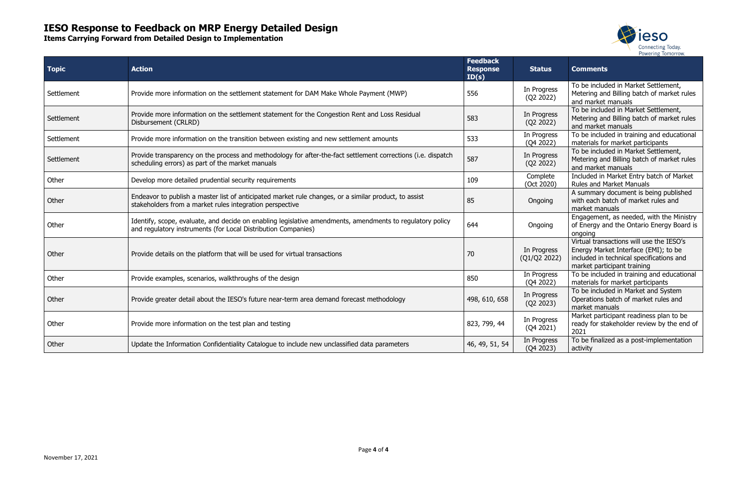# IESO Response to Feedback on MRP Energy Detailed Design

**Items Carrying Forward from Detailed Design to Implementation**

| Topic | Action | Feedback Response ID(s) | Status | Comments |
|---|---|---|---|---|
| Settlement | Provide more information on the settlement statement for DAM Make Whole Payment (MWP) | 556 | In Progress (Q2 2022) | To be included in Market Settlement, Metering and Billing batch of market rules and market manuals |
| Settlement | Provide more information on the settlement statement for the Congestion Rent and Loss Residual Disbursement (CRLRD) | 583 | In Progress (Q2 2022) | To be included in Market Settlement, Metering and Billing batch of market rules and market manuals |
| Settlement | Provide more information on the transition between existing and new settlement amounts | 533 | In Progress (Q4 2022) | To be included in training and educational materials for market participants |
| Settlement | Provide transparency on the process and methodology for after-the-fact settlement corrections (i.e. dispatch scheduling errors) as part of the market manuals | 587 | In Progress (Q2 2022) | To be included in Market Settlement, Metering and Billing batch of market rules and market manuals |
| Other | Develop more detailed prudential security requirements | 109 | Complete (Oct 2020) | Included in Market Entry batch of Market Rules and Market Manuals |
| Other | Endeavor to publish a master list of anticipated market rule changes, or a similar product, to assist stakeholders from a market rules integration perspective | 85 | Ongoing | A summary document is being published with each batch of market rules and market manuals |
| Other | Identify, scope, evaluate, and decide on enabling legislative amendments, amendments to regulatory policy and regulatory instruments (for Local Distribution Companies) | 644 | Ongoing | Engagement, as needed, with the Ministry of Energy and the Ontario Energy Board is ongoing |
| Other | Provide details on the platform that will be used for virtual transactions | 70 | In Progress (Q1/Q2 2022) | Virtual transactions will use the IESO's Energy Market Interface (EMI); to be included in technical specifications and market participant training |
| Other | Provide examples, scenarios, walkthroughs of the design | 850 | In Progress (Q4 2022) | To be included in training and educational materials for market participants |
| Other | Provide greater detail about the IESO's future near-term area demand forecast methodology | 498, 610, 658 | In Progress (Q2 2023) | To be included in Market and System Operations batch of market rules and market manuals |
| Other | Provide more information on the test plan and testing | 823, 799, 44 | In Progress (Q4 2021) | Market participant readiness plan to be ready for stakeholder review by the end of 2021 |
| Other | Update the Information Confidentiality Catalogue to include new unclassified data parameters | 46, 49, 51, 54 | In Progress (Q4 2023) | To be finalized as a post-implementation activity |

November 17, 2021